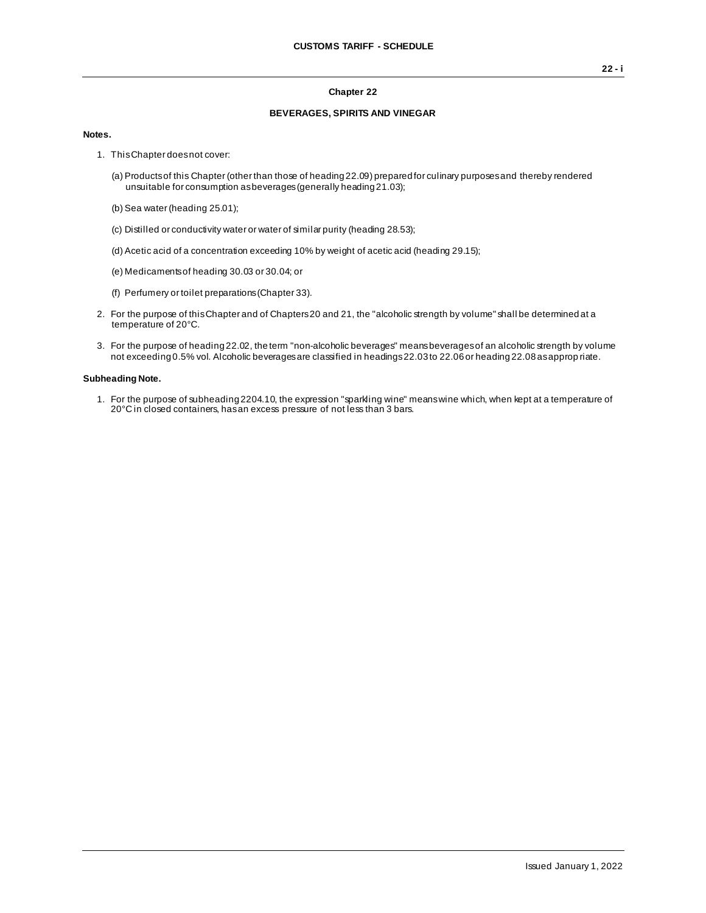## Chapter 22

### BEVERAGES, SPIRITS AND VINEGAR

**Notes.**

1. This Chapter does not cover:

   (a) Products of this Chapter (other than those of heading 22.09) prepared for culinary purposes and thereby rendered unsuitable for consumption as beverages (generally heading 21.03);

   (b) Sea water (heading 25.01);

   (c) Distilled or conductivity water or water of similar purity (heading 28.53);

   (d) Acetic acid of a concentration exceeding 10% by weight of acetic acid (heading 29.15);

   (e) Medicaments of heading 30.03 or 30.04; or

   (f) Perfumery or toilet preparations (Chapter 33).

2. For the purpose of this Chapter and of Chapters 20 and 21, the "alcoholic strength by volume" shall be determined at a temperature of 20°C.

3. For the purpose of heading 22.02, the term "non-alcoholic beverages" means beverages of an alcoholic strength by volume not exceeding 0.5% vol. Alcoholic beverages are classified in headings 22.03 to 22.06 or heading 22.08 as appropriate.

**Subheading Note.**

1. For the purpose of subheading 2204.10, the expression "sparkling wine" means wine which, when kept at a temperature of 20°C in closed containers, has an excess pressure of not less than 3 bars.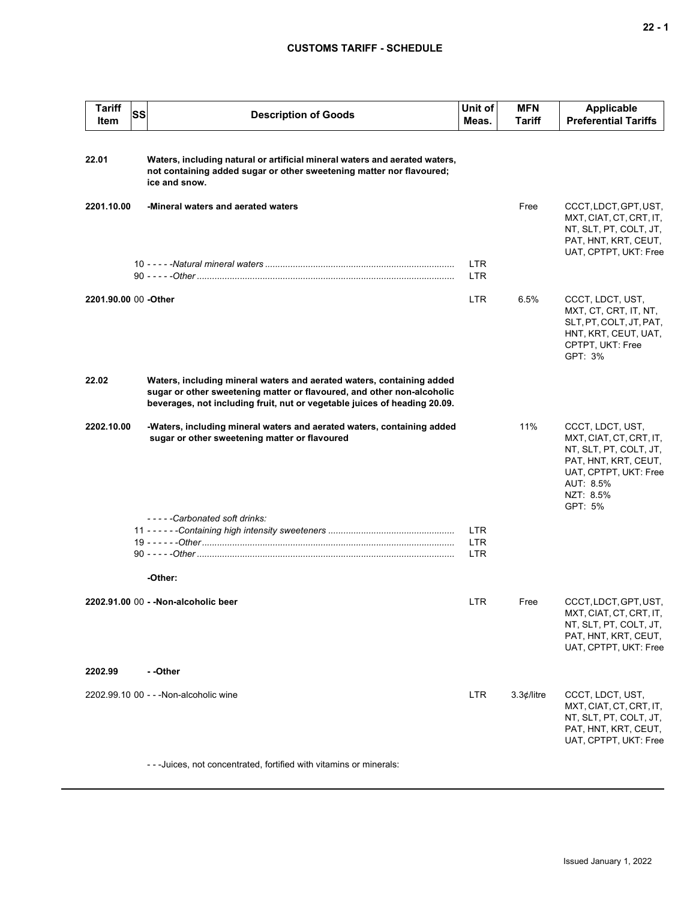| Tariff Item | SS | Description of Goods | Unit of Meas. | MFN Tariff | Applicable Preferential Tariffs |
|---|---|---|---|---|---|
| **22.01** | | **Waters, including natural or artificial mineral waters and aerated waters, not containing added sugar or other sweetening matter nor flavoured; ice and snow.** | | | |
| **2201.10.00** | | **-Mineral waters and aerated waters** | | Free | CCCT, LDCT, GPT, UST, MXT, CIAT, CT, CRT, IT, NT, SLT, PT, COLT, JT, PAT, HNT, KRT, CEUT, UAT, CPTPT, UKT: Free |
| | 10 | - - - - -*Natural mineral waters* | LTR | | |
| | 90 | - - - - -*Other* | LTR | | |
| **2201.90.00** | 00 | **-Other** | LTR | 6.5% | CCCT, LDCT, UST, MXT, CT, CRT, IT, NT, SLT, PT, COLT, JT, PAT, HNT, KRT, CEUT, UAT, CPTPT, UKT: Free<br>GPT: 3% |
| **22.02** | | **Waters, including mineral waters and aerated waters, containing added sugar or other sweetening matter or flavoured, and other non-alcoholic beverages, not including fruit, nut or vegetable juices of heading 20.09.** | | | |
| **2202.10.00** | | **-Waters, including mineral waters and aerated waters, containing added sugar or other sweetening matter or flavoured** | | 11% | CCCT, LDCT, UST, MXT, CIAT, CT, CRT, IT, NT, SLT, PT, COLT, JT, PAT, HNT, KRT, CEUT, UAT, CPTPT, UKT: Free<br>AUT: 8.5%<br>NZT: 8.5%<br>GPT: 5% |
| | | - - - - -*Carbonated soft drinks:* | | | |
| | 11 | - - - - - -*Containing high intensity sweeteners* | LTR | | |
| | 19 | - - - - - -*Other* | LTR | | |
| | 90 | - - - - -*Other* | LTR | | |
| | | **-Other:** | | | |
| **2202.91.00** | 00 | **- -Non-alcoholic beer** | LTR | Free | CCCT, LDCT, GPT, UST, MXT, CIAT, CT, CRT, IT, NT, SLT, PT, COLT, JT, PAT, HNT, KRT, CEUT, UAT, CPTPT, UKT: Free |
| **2202.99** | | **- -Other** | | | |
| 2202.99.10 | 00 | - - -Non-alcoholic wine | LTR | 3.3¢/litre | CCCT, LDCT, UST, MXT, CIAT, CT, CRT, IT, NT, SLT, PT, COLT, JT, PAT, HNT, KRT, CEUT, UAT, CPTPT, UKT: Free |
| | | - - -Juices, not concentrated, fortified with vitamins or minerals: | | | |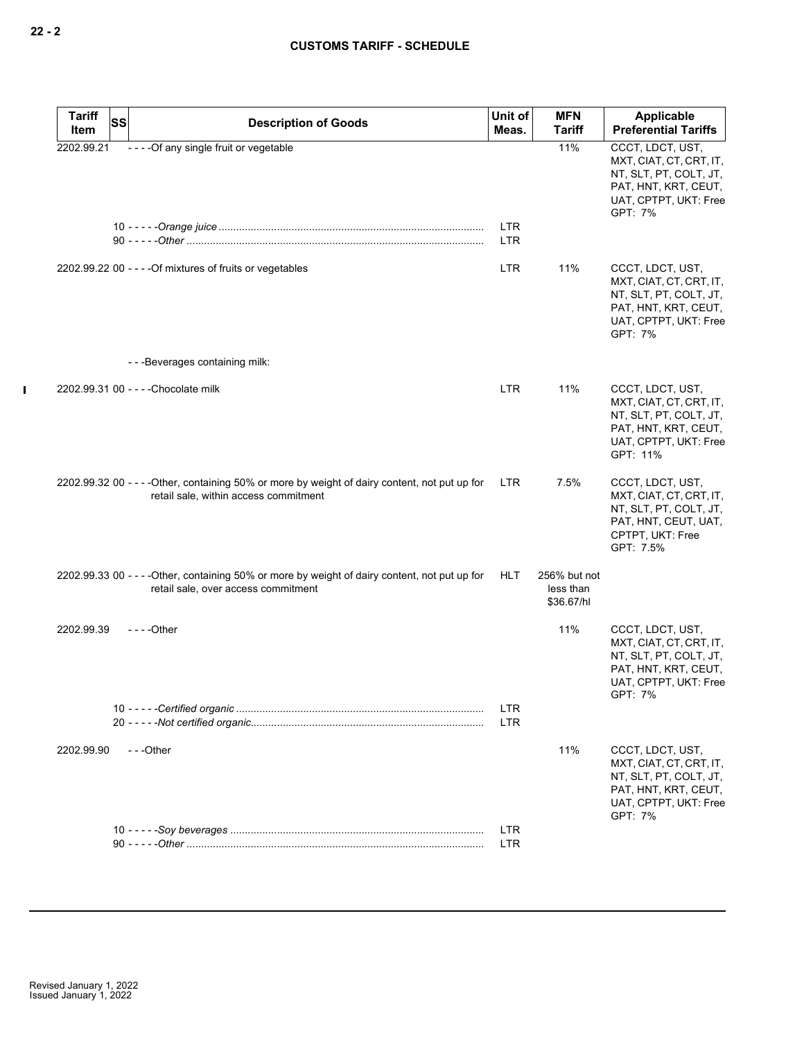| Tariff Item | SS | Description of Goods | Unit of Meas. | MFN Tariff | Applicable Preferential Tariffs |
|---|---|---|---|---|---|
| 2202.99.21 | | - - - -Of any single fruit or vegetable | | 11% | CCCT, LDCT, UST, MXT, CIAT, CT, CRT, IT, NT, SLT, PT, COLT, JT, PAT, HNT, KRT, CEUT, UAT, CPTPT, UKT: Free GPT: 7% |
| | 10 | - - - - -*Orange juice* | LTR | | |
| | 90 | - - - - -*Other* | LTR | | |
| 2202.99.22 | 00 | - - - -Of mixtures of fruits or vegetables | LTR | 11% | CCCT, LDCT, UST, MXT, CIAT, CT, CRT, IT, NT, SLT, PT, COLT, JT, PAT, HNT, KRT, CEUT, UAT, CPTPT, UKT: Free GPT: 7% |
| | | - - -Beverages containing milk: | | | |
| 2202.99.31 | 00 | - - - -Chocolate milk | LTR | 11% | CCCT, LDCT, UST, MXT, CIAT, CT, CRT, IT, NT, SLT, PT, COLT, JT, PAT, HNT, KRT, CEUT, UAT, CPTPT, UKT: Free GPT: 11% |
| 2202.99.32 | 00 | - - - -Other, containing 50% or more by weight of dairy content, not put up for retail sale, within access commitment | LTR | 7.5% | CCCT, LDCT, UST, MXT, CIAT, CT, CRT, IT, NT, SLT, PT, COLT, JT, PAT, HNT, CEUT, UAT, CPTPT, UKT: Free GPT: 7.5% |
| 2202.99.33 | 00 | - - - -Other, containing 50% or more by weight of dairy content, not put up for retail sale, over access commitment | HLT | 256% but not less than $36.67/hl | |
| 2202.99.39 | | - - - -Other | | 11% | CCCT, LDCT, UST, MXT, CIAT, CT, CRT, IT, NT, SLT, PT, COLT, JT, PAT, HNT, KRT, CEUT, UAT, CPTPT, UKT: Free GPT: 7% |
| | 10 | - - - - -*Certified organic* | LTR | | |
| | 20 | - - - - -*Not certified organic* | LTR | | |
| 2202.99.90 | | - - -Other | | 11% | CCCT, LDCT, UST, MXT, CIAT, CT, CRT, IT, NT, SLT, PT, COLT, JT, PAT, HNT, KRT, CEUT, UAT, CPTPT, UKT: Free GPT: 7% |
| | 10 | - - - - -*Soy beverages* | LTR | | |
| | 90 | - - - - -*Other* | LTR | | |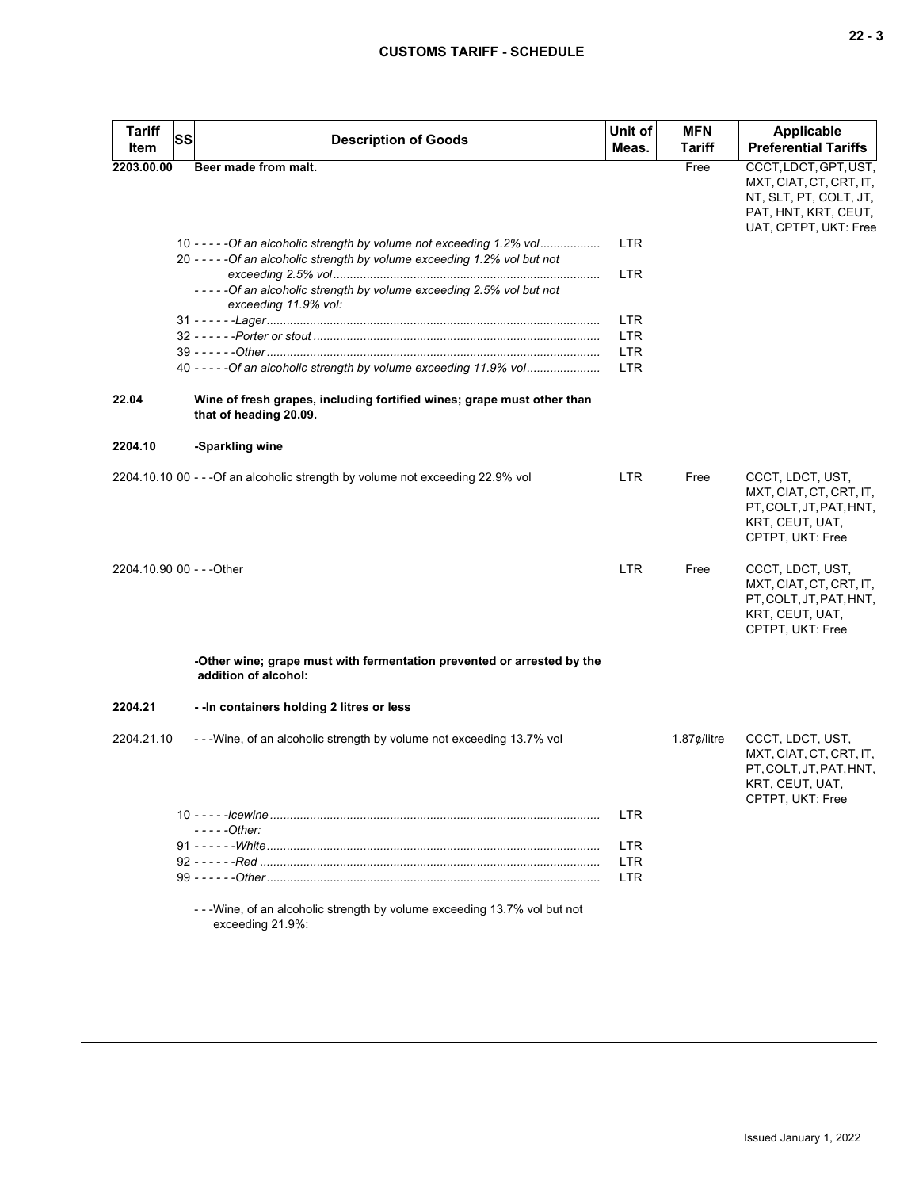| Tariff Item | SS | Description of Goods | Unit of Meas. | MFN Tariff | Applicable Preferential Tariffs |
|---|---|---|---|---|---|
| **2203.00.00** | | **Beer made from malt.** | | Free | CCCT, LDCT, GPT, UST, MXT, CIAT, CT, CRT, IT, NT, SLT, PT, COLT, JT, PAT, HNT, KRT, CEUT, UAT, CPTPT, UKT: Free |
| | | 10 - - - - -*Of an alcoholic strength by volume not exceeding 1.2% vol* | LTR | | |
| | | 20 - - - - -*Of an alcoholic strength by volume exceeding 1.2% vol but not exceeding 2.5% vol* | LTR | | |
| | | - - - - -*Of an alcoholic strength by volume exceeding 2.5% vol but not exceeding 11.9% vol:* | | | |
| | | 31 - - - - - -*Lager* | LTR | | |
| | | 32 - - - - - -*Porter or stout* | LTR | | |
| | | 39 - - - - - -*Other* | LTR | | |
| | | 40 - - - - -*Of an alcoholic strength by volume exceeding 11.9% vol* | LTR | | |
| **22.04** | | **Wine of fresh grapes, including fortified wines; grape must other than that of heading 20.09.** | | | |
| **2204.10** | | **-Sparkling wine** | | | |
| 2204.10.10 | 00 | - - -Of an alcoholic strength by volume not exceeding 22.9% vol | LTR | Free | CCCT, LDCT, UST, MXT, CIAT, CT, CRT, IT, PT, COLT, JT, PAT, HNT, KRT, CEUT, UAT, CPTPT, UKT: Free |
| 2204.10.90 | 00 | - - -Other | LTR | Free | CCCT, LDCT, UST, MXT, CIAT, CT, CRT, IT, PT, COLT, JT, PAT, HNT, KRT, CEUT, UAT, CPTPT, UKT: Free |
| | | **-Other wine; grape must with fermentation prevented or arrested by the addition of alcohol:** | | | |
| **2204.21** | | **- -In containers holding 2 litres or less** | | | |
| 2204.21.10 | | - - -Wine, of an alcoholic strength by volume not exceeding 13.7% vol | | 1.87¢/litre | CCCT, LDCT, UST, MXT, CIAT, CT, CRT, IT, PT, COLT, JT, PAT, HNT, KRT, CEUT, UAT, CPTPT, UKT: Free |
| | | 10 - - - - -*Icewine* | LTR | | |
| | | - - - - -*Other:* | | | |
| | | 91 - - - - - -*White* | LTR | | |
| | | 92 - - - - - -*Red* | LTR | | |
| | | 99 - - - - - -*Other* | LTR | | |
| | | - - -Wine, of an alcoholic strength by volume exceeding 13.7% vol but not exceeding 21.9%: | | | |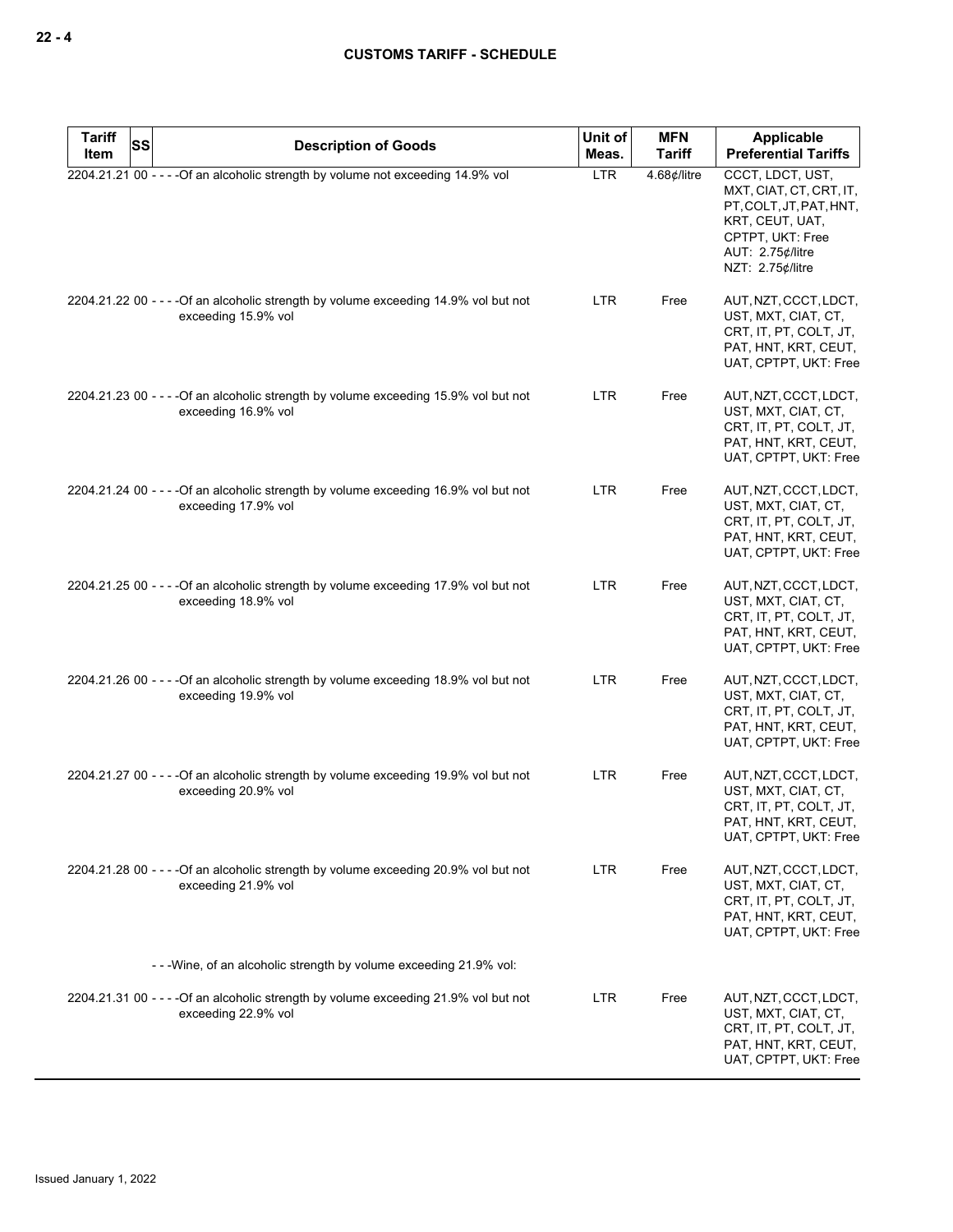| Tariff Item | SS | Description of Goods | Unit of Meas. | MFN Tariff | Applicable Preferential Tariffs |
|---|---|---|---|---|---|
| 2204.21.21 | 00 | - - - -Of an alcoholic strength by volume not exceeding 14.9% vol | LTR | 4.68¢/litre | CCCT, LDCT, UST, MXT, CIAT, CT, CRT, IT, PT, COLT, JT, PAT, HNT, KRT, CEUT, UAT, CPTPT, UKT: Free<br>AUT: 2.75¢/litre<br>NZT: 2.75¢/litre |
| 2204.21.22 | 00 | - - - -Of an alcoholic strength by volume exceeding 14.9% vol but not exceeding 15.9% vol | LTR | Free | AUT, NZT, CCCT, LDCT, UST, MXT, CIAT, CT, CRT, IT, PT, COLT, JT, PAT, HNT, KRT, CEUT, UAT, CPTPT, UKT: Free |
| 2204.21.23 | 00 | - - - -Of an alcoholic strength by volume exceeding 15.9% vol but not exceeding 16.9% vol | LTR | Free | AUT, NZT, CCCT, LDCT, UST, MXT, CIAT, CT, CRT, IT, PT, COLT, JT, PAT, HNT, KRT, CEUT, UAT, CPTPT, UKT: Free |
| 2204.21.24 | 00 | - - - -Of an alcoholic strength by volume exceeding 16.9% vol but not exceeding 17.9% vol | LTR | Free | AUT, NZT, CCCT, LDCT, UST, MXT, CIAT, CT, CRT, IT, PT, COLT, JT, PAT, HNT, KRT, CEUT, UAT, CPTPT, UKT: Free |
| 2204.21.25 | 00 | - - - -Of an alcoholic strength by volume exceeding 17.9% vol but not exceeding 18.9% vol | LTR | Free | AUT, NZT, CCCT, LDCT, UST, MXT, CIAT, CT, CRT, IT, PT, COLT, JT, PAT, HNT, KRT, CEUT, UAT, CPTPT, UKT: Free |
| 2204.21.26 | 00 | - - - -Of an alcoholic strength by volume exceeding 18.9% vol but not exceeding 19.9% vol | LTR | Free | AUT, NZT, CCCT, LDCT, UST, MXT, CIAT, CT, CRT, IT, PT, COLT, JT, PAT, HNT, KRT, CEUT, UAT, CPTPT, UKT: Free |
| 2204.21.27 | 00 | - - - -Of an alcoholic strength by volume exceeding 19.9% vol but not exceeding 20.9% vol | LTR | Free | AUT, NZT, CCCT, LDCT, UST, MXT, CIAT, CT, CRT, IT, PT, COLT, JT, PAT, HNT, KRT, CEUT, UAT, CPTPT, UKT: Free |
| 2204.21.28 | 00 | - - - -Of an alcoholic strength by volume exceeding 20.9% vol but not exceeding 21.9% vol | LTR | Free | AUT, NZT, CCCT, LDCT, UST, MXT, CIAT, CT, CRT, IT, PT, COLT, JT, PAT, HNT, KRT, CEUT, UAT, CPTPT, UKT: Free |
| | | - - -Wine, of an alcoholic strength by volume exceeding 21.9% vol: | | | |
| 2204.21.31 | 00 | - - - -Of an alcoholic strength by volume exceeding 21.9% vol but not exceeding 22.9% vol | LTR | Free | AUT, NZT, CCCT, LDCT, UST, MXT, CIAT, CT, CRT, IT, PT, COLT, JT, PAT, HNT, KRT, CEUT, UAT, CPTPT, UKT: Free |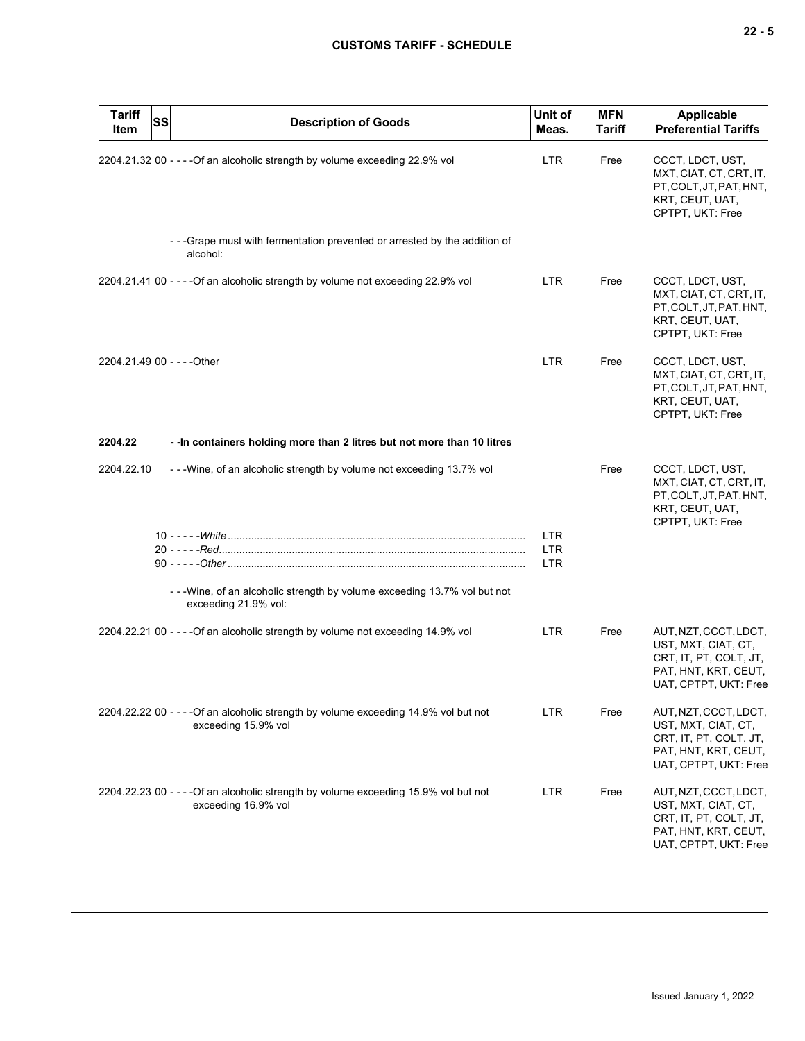| Tariff Item | SS | Description of Goods | Unit of Meas. | MFN Tariff | Applicable Preferential Tariffs |
|---|---|---|---|---|---|
| 2204.21.32 00 | | - - - -Of an alcoholic strength by volume exceeding 22.9% vol | LTR | Free | CCCT, LDCT, UST, MXT, CIAT, CT, CRT, IT, PT, COLT, JT, PAT, HNT, KRT, CEUT, UAT, CPTPT, UKT: Free |
| | | - - -Grape must with fermentation prevented or arrested by the addition of alcohol: | | | |
| 2204.21.41 00 | | - - - -Of an alcoholic strength by volume not exceeding 22.9% vol | LTR | Free | CCCT, LDCT, UST, MXT, CIAT, CT, CRT, IT, PT, COLT, JT, PAT, HNT, KRT, CEUT, UAT, CPTPT, UKT: Free |
| 2204.21.49 00 | | - - - -Other | LTR | Free | CCCT, LDCT, UST, MXT, CIAT, CT, CRT, IT, PT, COLT, JT, PAT, HNT, KRT, CEUT, UAT, CPTPT, UKT: Free |
| **2204.22** | | **- -In containers holding more than 2 litres but not more than 10 litres** | | | |
| 2204.22.10 | | - - -Wine, of an alcoholic strength by volume not exceeding 13.7% vol | | Free | CCCT, LDCT, UST, MXT, CIAT, CT, CRT, IT, PT, COLT, JT, PAT, HNT, KRT, CEUT, UAT, CPTPT, UKT: Free |
| | | 10 - - - - -*White* | LTR | | |
| | | 20 - - - - -*Red* | LTR | | |
| | | 90 - - - - -*Other* | LTR | | |
| | | - - -Wine, of an alcoholic strength by volume exceeding 13.7% vol but not exceeding 21.9% vol: | | | |
| 2204.22.21 00 | | - - - -Of an alcoholic strength by volume not exceeding 14.9% vol | LTR | Free | AUT, NZT, CCCT, LDCT, UST, MXT, CIAT, CT, CRT, IT, PT, COLT, JT, PAT, HNT, KRT, CEUT, UAT, CPTPT, UKT: Free |
| 2204.22.22 00 | | - - - -Of an alcoholic strength by volume exceeding 14.9% vol but not exceeding 15.9% vol | LTR | Free | AUT, NZT, CCCT, LDCT, UST, MXT, CIAT, CT, CRT, IT, PT, COLT, JT, PAT, HNT, KRT, CEUT, UAT, CPTPT, UKT: Free |
| 2204.22.23 00 | | - - - -Of an alcoholic strength by volume exceeding 15.9% vol but not exceeding 16.9% vol | LTR | Free | AUT, NZT, CCCT, LDCT, UST, MXT, CIAT, CT, CRT, IT, PT, COLT, JT, PAT, HNT, KRT, CEUT, UAT, CPTPT, UKT: Free |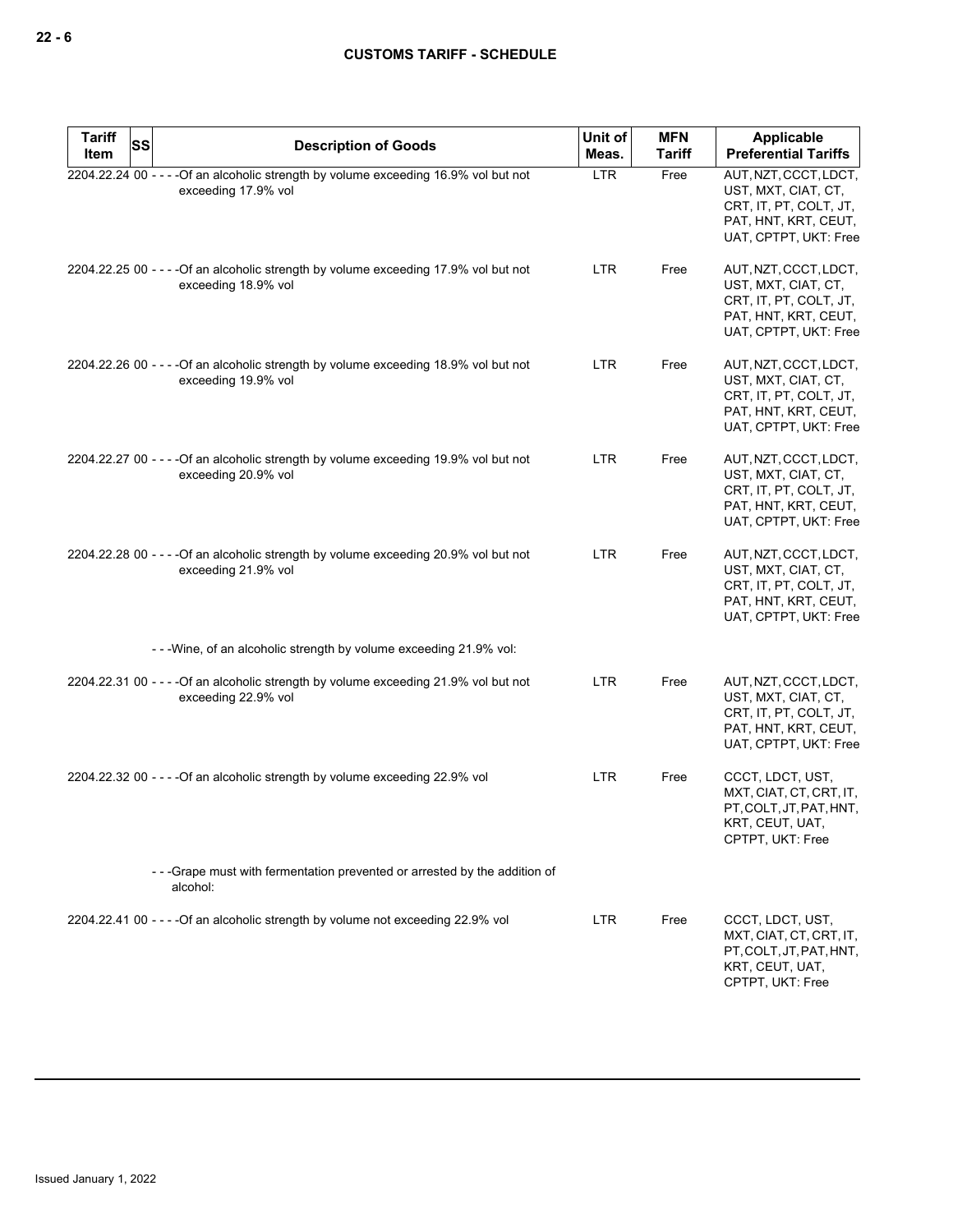| Tariff Item | SS | Description of Goods | Unit of Meas. | MFN Tariff | Applicable Preferential Tariffs |
|---|---|---|---|---|---|
| 2204.22.24 | 00 | - - - -Of an alcoholic strength by volume exceeding 16.9% vol but not exceeding 17.9% vol | LTR | Free | AUT, NZT, CCCT, LDCT, UST, MXT, CIAT, CT, CRT, IT, PT, COLT, JT, PAT, HNT, KRT, CEUT, UAT, CPTPT, UKT: Free |
| 2204.22.25 | 00 | - - - -Of an alcoholic strength by volume exceeding 17.9% vol but not exceeding 18.9% vol | LTR | Free | AUT, NZT, CCCT, LDCT, UST, MXT, CIAT, CT, CRT, IT, PT, COLT, JT, PAT, HNT, KRT, CEUT, UAT, CPTPT, UKT: Free |
| 2204.22.26 | 00 | - - - -Of an alcoholic strength by volume exceeding 18.9% vol but not exceeding 19.9% vol | LTR | Free | AUT, NZT, CCCT, LDCT, UST, MXT, CIAT, CT, CRT, IT, PT, COLT, JT, PAT, HNT, KRT, CEUT, UAT, CPTPT, UKT: Free |
| 2204.22.27 | 00 | - - - -Of an alcoholic strength by volume exceeding 19.9% vol but not exceeding 20.9% vol | LTR | Free | AUT, NZT, CCCT, LDCT, UST, MXT, CIAT, CT, CRT, IT, PT, COLT, JT, PAT, HNT, KRT, CEUT, UAT, CPTPT, UKT: Free |
| 2204.22.28 | 00 | - - - -Of an alcoholic strength by volume exceeding 20.9% vol but not exceeding 21.9% vol | LTR | Free | AUT, NZT, CCCT, LDCT, UST, MXT, CIAT, CT, CRT, IT, PT, COLT, JT, PAT, HNT, KRT, CEUT, UAT, CPTPT, UKT: Free |
| | | - - -Wine, of an alcoholic strength by volume exceeding 21.9% vol: | | | |
| 2204.22.31 | 00 | - - - -Of an alcoholic strength by volume exceeding 21.9% vol but not exceeding 22.9% vol | LTR | Free | AUT, NZT, CCCT, LDCT, UST, MXT, CIAT, CT, CRT, IT, PT, COLT, JT, PAT, HNT, KRT, CEUT, UAT, CPTPT, UKT: Free |
| 2204.22.32 | 00 | - - - -Of an alcoholic strength by volume exceeding 22.9% vol | LTR | Free | CCCT, LDCT, UST, MXT, CIAT, CT, CRT, IT, PT, COLT, JT, PAT, HNT, KRT, CEUT, UAT, CPTPT, UKT: Free |
| | | - - -Grape must with fermentation prevented or arrested by the addition of alcohol: | | | |
| 2204.22.41 | 00 | - - - -Of an alcoholic strength by volume not exceeding 22.9% vol | LTR | Free | CCCT, LDCT, UST, MXT, CIAT, CT, CRT, IT, PT, COLT, JT, PAT, HNT, KRT, CEUT, UAT, CPTPT, UKT: Free |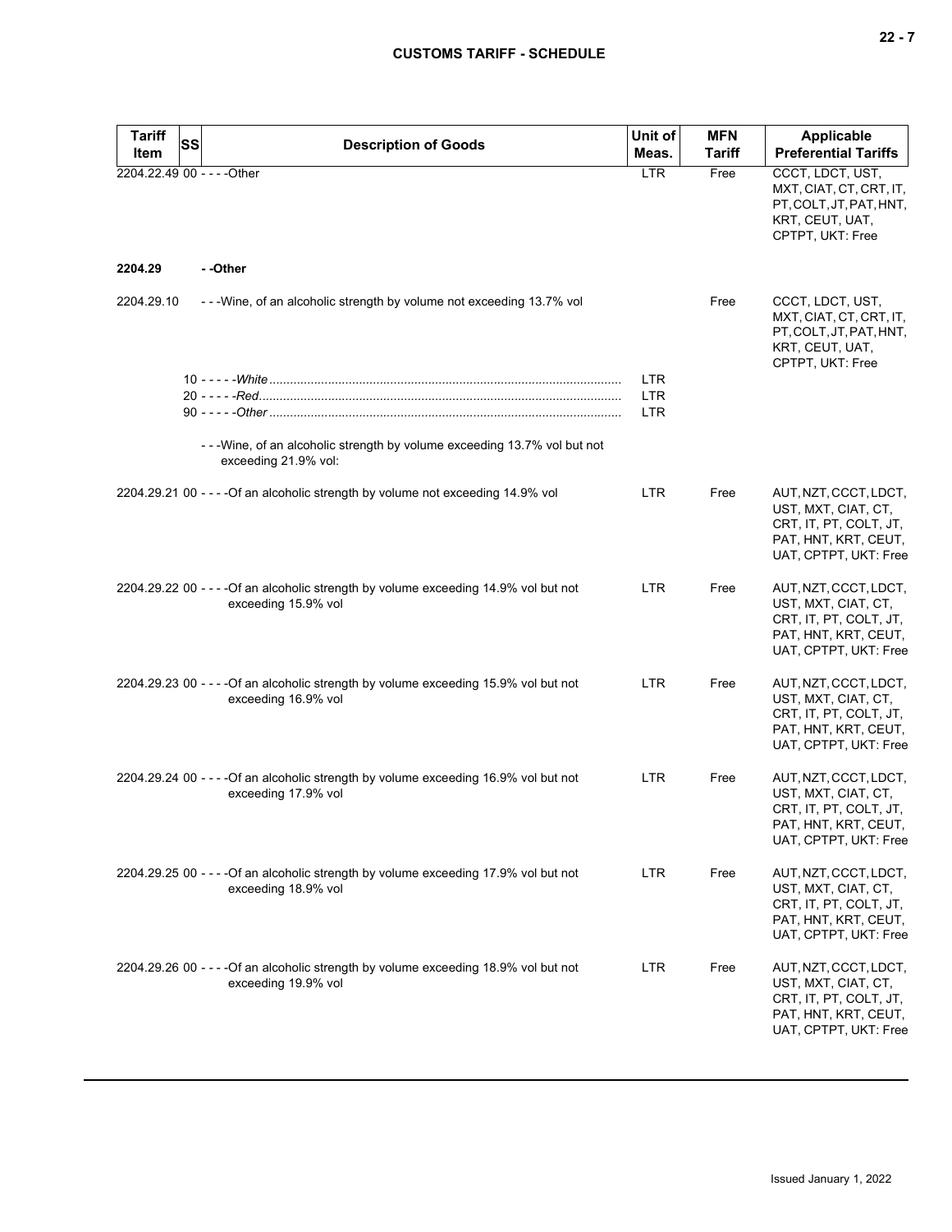| Tariff Item | SS | Description of Goods | Unit of Meas. | MFN Tariff | Applicable Preferential Tariffs |
|---|---|---|---|---|---|
| 2204.22.49 | 00 | - - - -Other | LTR | Free | CCCT, LDCT, UST, MXT, CIAT, CT, CRT, IT, PT, COLT, JT, PAT, HNT, KRT, CEUT, UAT, CPTPT, UKT: Free |
| **2204.29** | | **- -Other** | | | |
| 2204.29.10 | | - - -Wine, of an alcoholic strength by volume not exceeding 13.7% vol | | Free | CCCT, LDCT, UST, MXT, CIAT, CT, CRT, IT, PT, COLT, JT, PAT, HNT, KRT, CEUT, UAT, CPTPT, UKT: Free |
| | 10 | - - - - -*White* | LTR | | |
| | 20 | - - - - -*Red* | LTR | | |
| | 90 | - - - - -*Other* | LTR | | |
| | | - - -Wine, of an alcoholic strength by volume exceeding 13.7% vol but not exceeding 21.9% vol: | | | |
| 2204.29.21 | 00 | - - - -Of an alcoholic strength by volume not exceeding 14.9% vol | LTR | Free | AUT, NZT, CCCT, LDCT, UST, MXT, CIAT, CT, CRT, IT, PT, COLT, JT, PAT, HNT, KRT, CEUT, UAT, CPTPT, UKT: Free |
| 2204.29.22 | 00 | - - - -Of an alcoholic strength by volume exceeding 14.9% vol but not exceeding 15.9% vol | LTR | Free | AUT, NZT, CCCT, LDCT, UST, MXT, CIAT, CT, CRT, IT, PT, COLT, JT, PAT, HNT, KRT, CEUT, UAT, CPTPT, UKT: Free |
| 2204.29.23 | 00 | - - - -Of an alcoholic strength by volume exceeding 15.9% vol but not exceeding 16.9% vol | LTR | Free | AUT, NZT, CCCT, LDCT, UST, MXT, CIAT, CT, CRT, IT, PT, COLT, JT, PAT, HNT, KRT, CEUT, UAT, CPTPT, UKT: Free |
| 2204.29.24 | 00 | - - - -Of an alcoholic strength by volume exceeding 16.9% vol but not exceeding 17.9% vol | LTR | Free | AUT, NZT, CCCT, LDCT, UST, MXT, CIAT, CT, CRT, IT, PT, COLT, JT, PAT, HNT, KRT, CEUT, UAT, CPTPT, UKT: Free |
| 2204.29.25 | 00 | - - - -Of an alcoholic strength by volume exceeding 17.9% vol but not exceeding 18.9% vol | LTR | Free | AUT, NZT, CCCT, LDCT, UST, MXT, CIAT, CT, CRT, IT, PT, COLT, JT, PAT, HNT, KRT, CEUT, UAT, CPTPT, UKT: Free |
| 2204.29.26 | 00 | - - - -Of an alcoholic strength by volume exceeding 18.9% vol but not exceeding 19.9% vol | LTR | Free | AUT, NZT, CCCT, LDCT, UST, MXT, CIAT, CT, CRT, IT, PT, COLT, JT, PAT, HNT, KRT, CEUT, UAT, CPTPT, UKT: Free |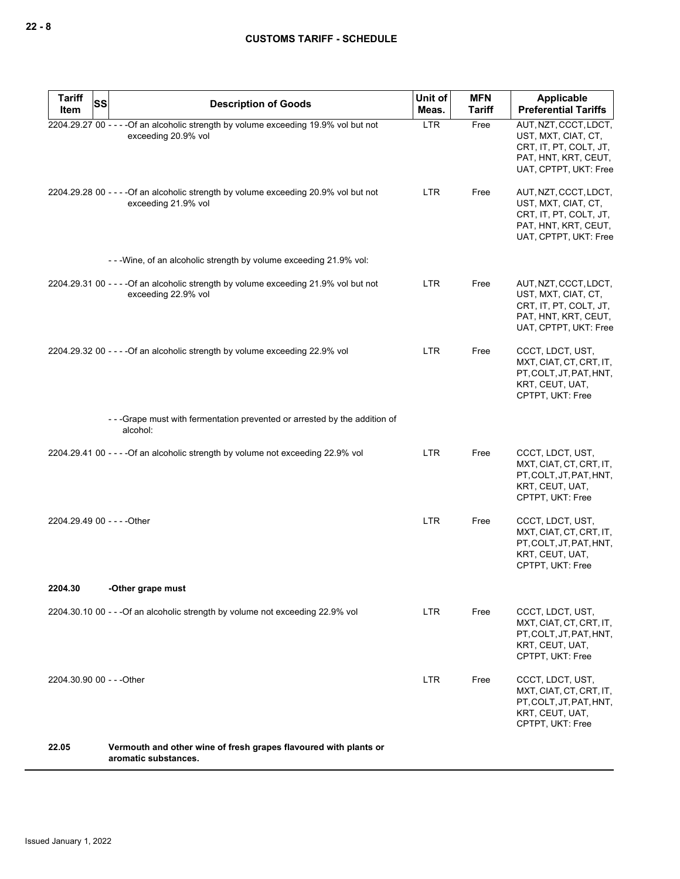| Tariff Item | SS | Description of Goods | Unit of Meas. | MFN Tariff | Applicable Preferential Tariffs |
|---|---|---|---|---|---|
| 2204.29.27 | 00 | - - - -Of an alcoholic strength by volume exceeding 19.9% vol but not exceeding 20.9% vol | LTR | Free | AUT, NZT, CCCT, LDCT, UST, MXT, CIAT, CT, CRT, IT, PT, COLT, JT, PAT, HNT, KRT, CEUT, UAT, CPTPT, UKT: Free |
| 2204.29.28 | 00 | - - - -Of an alcoholic strength by volume exceeding 20.9% vol but not exceeding 21.9% vol | LTR | Free | AUT, NZT, CCCT, LDCT, UST, MXT, CIAT, CT, CRT, IT, PT, COLT, JT, PAT, HNT, KRT, CEUT, UAT, CPTPT, UKT: Free |
| | | - - -Wine, of an alcoholic strength by volume exceeding 21.9% vol: | | | |
| 2204.29.31 | 00 | - - - -Of an alcoholic strength by volume exceeding 21.9% vol but not exceeding 22.9% vol | LTR | Free | AUT, NZT, CCCT, LDCT, UST, MXT, CIAT, CT, CRT, IT, PT, COLT, JT, PAT, HNT, KRT, CEUT, UAT, CPTPT, UKT: Free |
| 2204.29.32 | 00 | - - - -Of an alcoholic strength by volume exceeding 22.9% vol | LTR | Free | CCCT, LDCT, UST, MXT, CIAT, CT, CRT, IT, PT, COLT, JT, PAT, HNT, KRT, CEUT, UAT, CPTPT, UKT: Free |
| | | - - -Grape must with fermentation prevented or arrested by the addition of alcohol: | | | |
| 2204.29.41 | 00 | - - - -Of an alcoholic strength by volume not exceeding 22.9% vol | LTR | Free | CCCT, LDCT, UST, MXT, CIAT, CT, CRT, IT, PT, COLT, JT, PAT, HNT, KRT, CEUT, UAT, CPTPT, UKT: Free |
| 2204.29.49 | 00 | - - - -Other | LTR | Free | CCCT, LDCT, UST, MXT, CIAT, CT, CRT, IT, PT, COLT, JT, PAT, HNT, KRT, CEUT, UAT, CPTPT, UKT: Free |
| **2204.30** | | **-Other grape must** | | | |
| 2204.30.10 | 00 | - - -Of an alcoholic strength by volume not exceeding 22.9% vol | LTR | Free | CCCT, LDCT, UST, MXT, CIAT, CT, CRT, IT, PT, COLT, JT, PAT, HNT, KRT, CEUT, UAT, CPTPT, UKT: Free |
| 2204.30.90 | 00 | - - -Other | LTR | Free | CCCT, LDCT, UST, MXT, CIAT, CT, CRT, IT, PT, COLT, JT, PAT, HNT, KRT, CEUT, UAT, CPTPT, UKT: Free |
| **22.05** | | **Vermouth and other wine of fresh grapes flavoured with plants or aromatic substances.** | | | |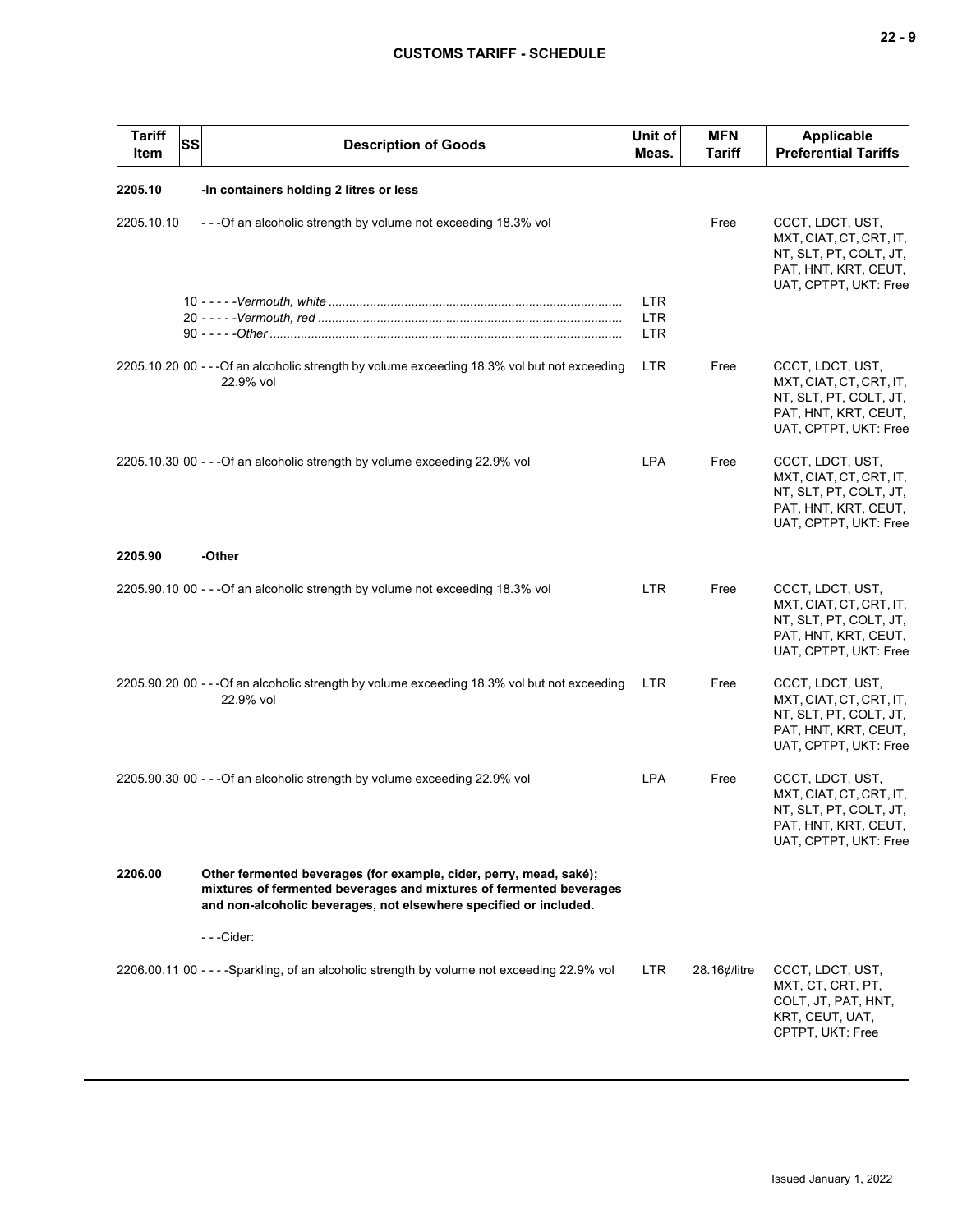| Tariff Item | SS | Description of Goods | Unit of Meas. | MFN Tariff | Applicable Preferential Tariffs |
|---|---|---|---|---|---|
| **2205.10** | | **-In containers holding 2 litres or less** | | | |
| 2205.10.10 | | - - -Of an alcoholic strength by volume not exceeding 18.3% vol | | Free | CCCT, LDCT, UST, MXT, CIAT, CT, CRT, IT, NT, SLT, PT, COLT, JT, PAT, HNT, KRT, CEUT, UAT, CPTPT, UKT: Free |
| | 10 | - - - - -*Vermouth, white* | LTR | | |
| | 20 | - - - - -*Vermouth, red* | LTR | | |
| | 90 | - - - - -*Other* | LTR | | |
| 2205.10.20 | 00 | - - -Of an alcoholic strength by volume exceeding 18.3% vol but not exceeding 22.9% vol | LTR | Free | CCCT, LDCT, UST, MXT, CIAT, CT, CRT, IT, NT, SLT, PT, COLT, JT, PAT, HNT, KRT, CEUT, UAT, CPTPT, UKT: Free |
| 2205.10.30 | 00 | - - -Of an alcoholic strength by volume exceeding 22.9% vol | LPA | Free | CCCT, LDCT, UST, MXT, CIAT, CT, CRT, IT, NT, SLT, PT, COLT, JT, PAT, HNT, KRT, CEUT, UAT, CPTPT, UKT: Free |
| **2205.90** | | **-Other** | | | |
| 2205.90.10 | 00 | - - -Of an alcoholic strength by volume not exceeding 18.3% vol | LTR | Free | CCCT, LDCT, UST, MXT, CIAT, CT, CRT, IT, NT, SLT, PT, COLT, JT, PAT, HNT, KRT, CEUT, UAT, CPTPT, UKT: Free |
| 2205.90.20 | 00 | - - -Of an alcoholic strength by volume exceeding 18.3% vol but not exceeding 22.9% vol | LTR | Free | CCCT, LDCT, UST, MXT, CIAT, CT, CRT, IT, NT, SLT, PT, COLT, JT, PAT, HNT, KRT, CEUT, UAT, CPTPT, UKT: Free |
| 2205.90.30 | 00 | - - -Of an alcoholic strength by volume exceeding 22.9% vol | LPA | Free | CCCT, LDCT, UST, MXT, CIAT, CT, CRT, IT, NT, SLT, PT, COLT, JT, PAT, HNT, KRT, CEUT, UAT, CPTPT, UKT: Free |
| **2206.00** | | **Other fermented beverages (for example, cider, perry, mead, saké); mixtures of fermented beverages and mixtures of fermented beverages and non-alcoholic beverages, not elsewhere specified or included.** | | | |
| | | - - -Cider: | | | |
| 2206.00.11 | 00 | - - - -Sparkling, of an alcoholic strength by volume not exceeding 22.9% vol | LTR | 28.16¢/litre | CCCT, LDCT, UST, MXT, CT, CRT, PT, COLT, JT, PAT, HNT, KRT, CEUT, UAT, CPTPT, UKT: Free |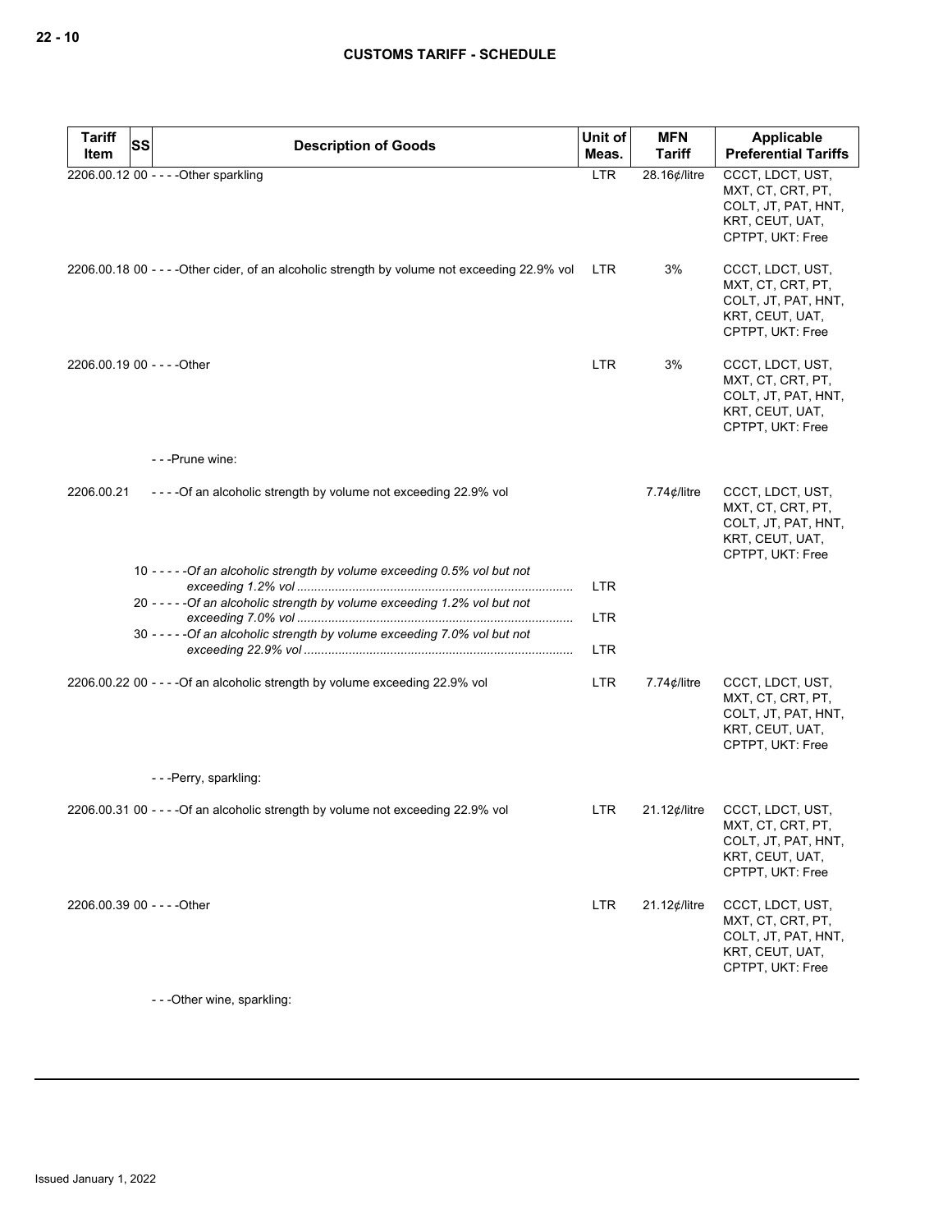| Tariff Item | SS | Description of Goods | Unit of Meas. | MFN Tariff | Applicable Preferential Tariffs |
|---|---|---|---|---|---|
| 2206.00.12 | 00 | - - - - Other sparkling | LTR | 28.16¢/litre | CCCT, LDCT, UST, MXT, CT, CRT, PT, COLT, JT, PAT, HNT, KRT, CEUT, UAT, CPTPT, UKT: Free |
| 2206.00.18 | 00 | - - - - Other cider, of an alcoholic strength by volume not exceeding 22.9% vol | LTR | 3% | CCCT, LDCT, UST, MXT, CT, CRT, PT, COLT, JT, PAT, HNT, KRT, CEUT, UAT, CPTPT, UKT: Free |
| 2206.00.19 | 00 | - - - - Other | LTR | 3% | CCCT, LDCT, UST, MXT, CT, CRT, PT, COLT, JT, PAT, HNT, KRT, CEUT, UAT, CPTPT, UKT: Free |
| | | - - - Prune wine: | | | |
| 2206.00.21 | | - - - - Of an alcoholic strength by volume not exceeding 22.9% vol | | 7.74¢/litre | CCCT, LDCT, UST, MXT, CT, CRT, PT, COLT, JT, PAT, HNT, KRT, CEUT, UAT, CPTPT, UKT: Free |
| | 10 | - - - - - *Of an alcoholic strength by volume exceeding 0.5% vol but not exceeding 1.2% vol* | LTR | | |
| | 20 | - - - - - *Of an alcoholic strength by volume exceeding 1.2% vol but not exceeding 7.0% vol* | LTR | | |
| | 30 | - - - - - *Of an alcoholic strength by volume exceeding 7.0% vol but not exceeding 22.9% vol* | LTR | | |
| 2206.00.22 | 00 | - - - - Of an alcoholic strength by volume exceeding 22.9% vol | LTR | 7.74¢/litre | CCCT, LDCT, UST, MXT, CT, CRT, PT, COLT, JT, PAT, HNT, KRT, CEUT, UAT, CPTPT, UKT: Free |
| | | - - - Perry, sparkling: | | | |
| 2206.00.31 | 00 | - - - - Of an alcoholic strength by volume not exceeding 22.9% vol | LTR | 21.12¢/litre | CCCT, LDCT, UST, MXT, CT, CRT, PT, COLT, JT, PAT, HNT, KRT, CEUT, UAT, CPTPT, UKT: Free |
| 2206.00.39 | 00 | - - - - Other | LTR | 21.12¢/litre | CCCT, LDCT, UST, MXT, CT, CRT, PT, COLT, JT, PAT, HNT, KRT, CEUT, UAT, CPTPT, UKT: Free |
| | | - - - Other wine, sparkling: | | | |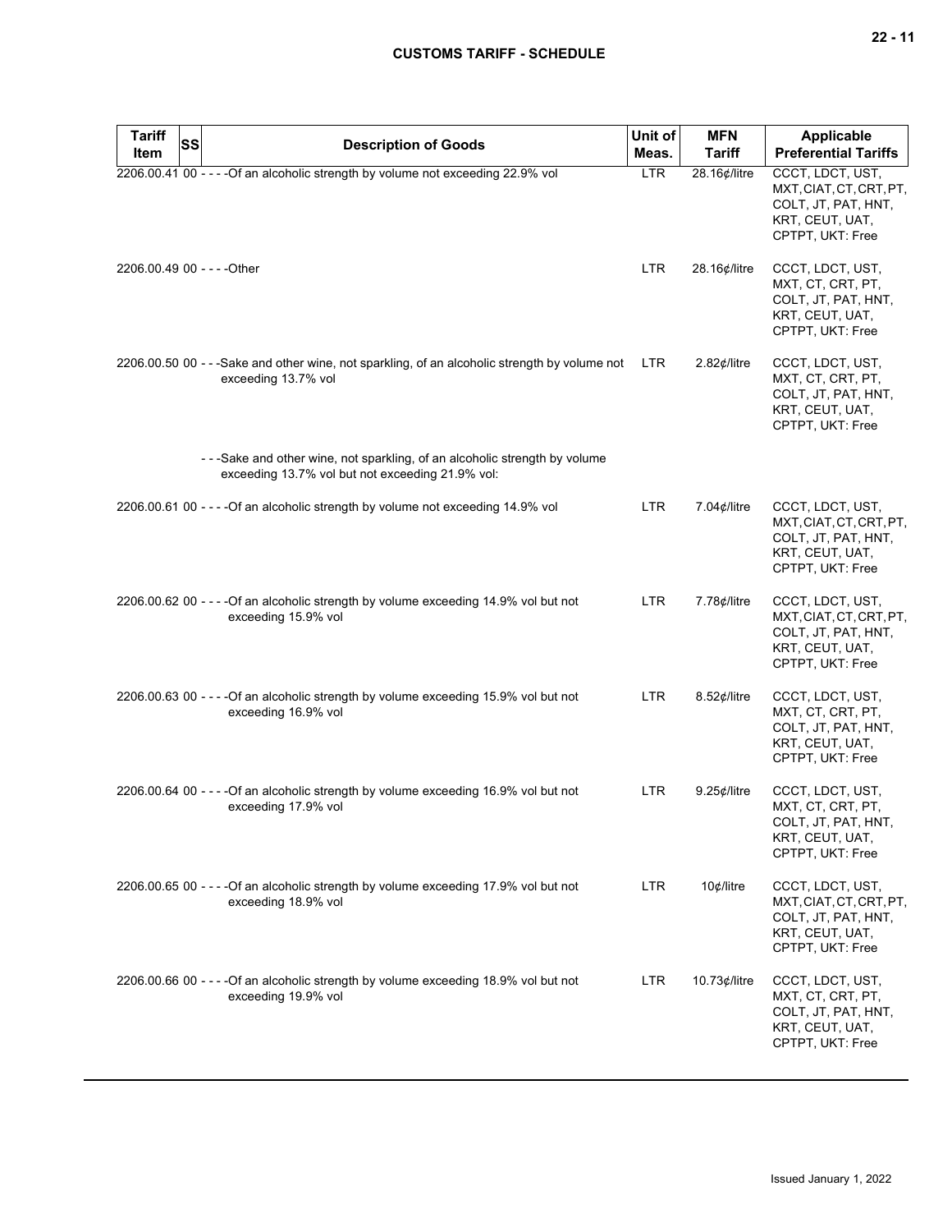| Tariff Item | SS | Description of Goods | Unit of Meas. | MFN Tariff | Applicable Preferential Tariffs |
| --- | --- | --- | --- | --- | --- |
| 2206.00.41 | 00 | - - - -Of an alcoholic strength by volume not exceeding 22.9% vol | LTR | 28.16¢/litre | CCCT, LDCT, UST, MXT, CIAT, CT, CRT, PT, COLT, JT, PAT, HNT, KRT, CEUT, UAT, CPTPT, UKT: Free |
| 2206.00.49 | 00 | - - - -Other | LTR | 28.16¢/litre | CCCT, LDCT, UST, MXT, CT, CRT, PT, COLT, JT, PAT, HNT, KRT, CEUT, UAT, CPTPT, UKT: Free |
| 2206.00.50 | 00 | - - -Sake and other wine, not sparkling, of an alcoholic strength by volume not exceeding 13.7% vol | LTR | 2.82¢/litre | CCCT, LDCT, UST, MXT, CT, CRT, PT, COLT, JT, PAT, HNT, KRT, CEUT, UAT, CPTPT, UKT: Free |
| | | - - -Sake and other wine, not sparkling, of an alcoholic strength by volume exceeding 13.7% vol but not exceeding 21.9% vol: | | | |
| 2206.00.61 | 00 | - - - -Of an alcoholic strength by volume not exceeding 14.9% vol | LTR | 7.04¢/litre | CCCT, LDCT, UST, MXT, CIAT, CT, CRT, PT, COLT, JT, PAT, HNT, KRT, CEUT, UAT, CPTPT, UKT: Free |
| 2206.00.62 | 00 | - - - -Of an alcoholic strength by volume exceeding 14.9% vol but not exceeding 15.9% vol | LTR | 7.78¢/litre | CCCT, LDCT, UST, MXT, CIAT, CT, CRT, PT, COLT, JT, PAT, HNT, KRT, CEUT, UAT, CPTPT, UKT: Free |
| 2206.00.63 | 00 | - - - -Of an alcoholic strength by volume exceeding 15.9% vol but not exceeding 16.9% vol | LTR | 8.52¢/litre | CCCT, LDCT, UST, MXT, CT, CRT, PT, COLT, JT, PAT, HNT, KRT, CEUT, UAT, CPTPT, UKT: Free |
| 2206.00.64 | 00 | - - - -Of an alcoholic strength by volume exceeding 16.9% vol but not exceeding 17.9% vol | LTR | 9.25¢/litre | CCCT, LDCT, UST, MXT, CT, CRT, PT, COLT, JT, PAT, HNT, KRT, CEUT, UAT, CPTPT, UKT: Free |
| 2206.00.65 | 00 | - - - -Of an alcoholic strength by volume exceeding 17.9% vol but not exceeding 18.9% vol | LTR | 10¢/litre | CCCT, LDCT, UST, MXT, CIAT, CT, CRT, PT, COLT, JT, PAT, HNT, KRT, CEUT, UAT, CPTPT, UKT: Free |
| 2206.00.66 | 00 | - - - -Of an alcoholic strength by volume exceeding 18.9% vol but not exceeding 19.9% vol | LTR | 10.73¢/litre | CCCT, LDCT, UST, MXT, CT, CRT, PT, COLT, JT, PAT, HNT, KRT, CEUT, UAT, CPTPT, UKT: Free |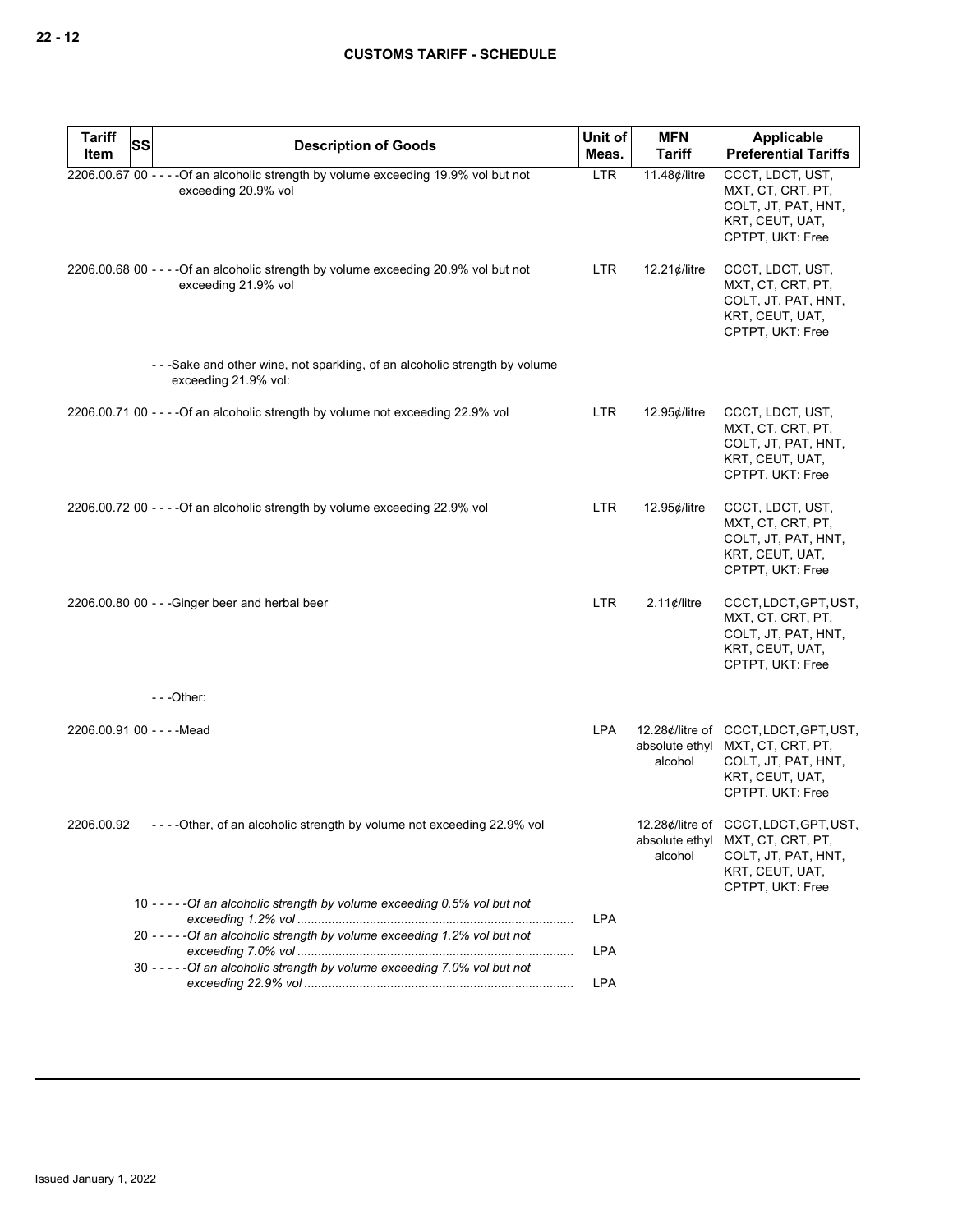| Tariff Item | SS | Description of Goods | Unit of Meas. | MFN Tariff | Applicable Preferential Tariffs |
|---|---|---|---|---|---|
| 2206.00.67 | 00 | - - - -Of an alcoholic strength by volume exceeding 19.9% vol but not exceeding 20.9% vol | LTR | 11.48¢/litre | CCCT, LDCT, UST, MXT, CT, CRT, PT, COLT, JT, PAT, HNT, KRT, CEUT, UAT, CPTPT, UKT: Free |
| 2206.00.68 | 00 | - - - -Of an alcoholic strength by volume exceeding 20.9% vol but not exceeding 21.9% vol | LTR | 12.21¢/litre | CCCT, LDCT, UST, MXT, CT, CRT, PT, COLT, JT, PAT, HNT, KRT, CEUT, UAT, CPTPT, UKT: Free |
| | | - - -Sake and other wine, not sparkling, of an alcoholic strength by volume exceeding 21.9% vol: | | | |
| 2206.00.71 | 00 | - - - -Of an alcoholic strength by volume not exceeding 22.9% vol | LTR | 12.95¢/litre | CCCT, LDCT, UST, MXT, CT, CRT, PT, COLT, JT, PAT, HNT, KRT, CEUT, UAT, CPTPT, UKT: Free |
| 2206.00.72 | 00 | - - - -Of an alcoholic strength by volume exceeding 22.9% vol | LTR | 12.95¢/litre | CCCT, LDCT, UST, MXT, CT, CRT, PT, COLT, JT, PAT, HNT, KRT, CEUT, UAT, CPTPT, UKT: Free |
| 2206.00.80 | 00 | - - -Ginger beer and herbal beer | LTR | 2.11¢/litre | CCCT, LDCT, GPT, UST, MXT, CT, CRT, PT, COLT, JT, PAT, HNT, KRT, CEUT, UAT, CPTPT, UKT: Free |
| | | - - -Other: | | | |
| 2206.00.91 | 00 | - - - -Mead | LPA | 12.28¢/litre of absolute ethyl alcohol | CCCT, LDCT, GPT, UST, MXT, CT, CRT, PT, COLT, JT, PAT, HNT, KRT, CEUT, UAT, CPTPT, UKT: Free |
| 2206.00.92 | | - - - -Other, of an alcoholic strength by volume not exceeding 22.9% vol | | 12.28¢/litre of absolute ethyl alcohol | CCCT, LDCT, GPT, UST, MXT, CT, CRT, PT, COLT, JT, PAT, HNT, KRT, CEUT, UAT, CPTPT, UKT: Free |
| | 10 | - - - - -*Of an alcoholic strength by volume exceeding 0.5% vol but not exceeding 1.2% vol* | LPA | | |
| | 20 | - - - - -*Of an alcoholic strength by volume exceeding 1.2% vol but not exceeding 7.0% vol* | LPA | | |
| | 30 | - - - - -*Of an alcoholic strength by volume exceeding 7.0% vol but not exceeding 22.9% vol* | LPA | | |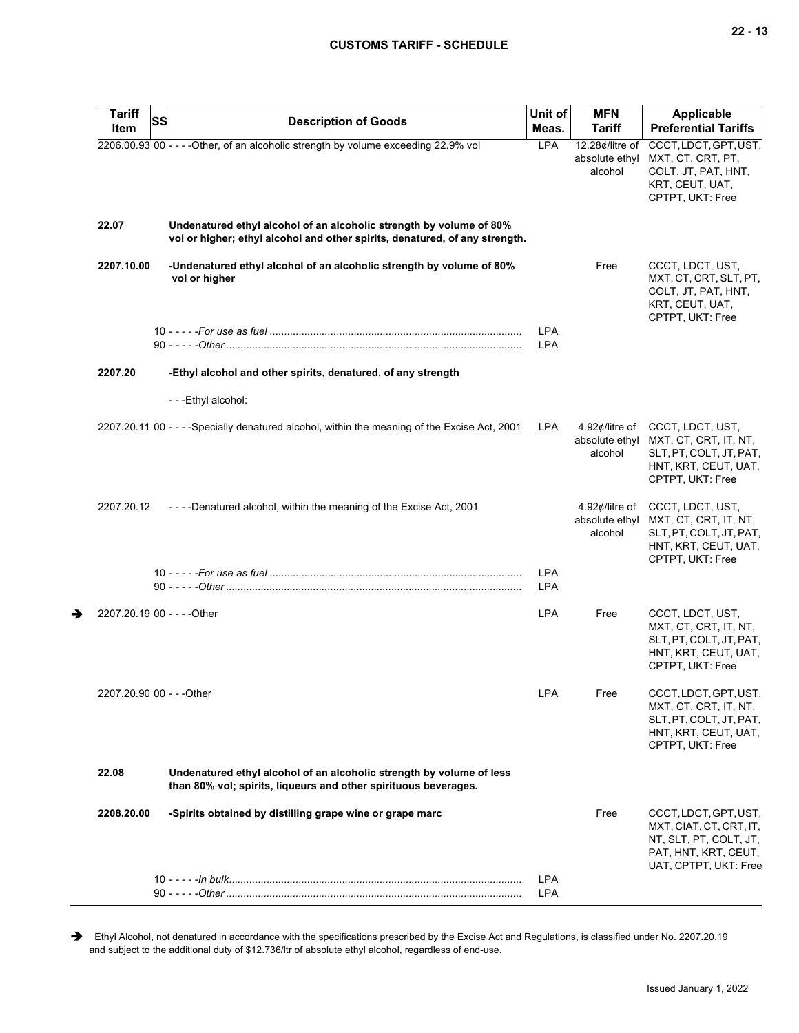| Tariff Item | SS | Description of Goods | Unit of Meas. | MFN Tariff | Applicable Preferential Tariffs |
|---|---|---|---|---|---|
| 2206.00.93 | 00 | - - - -Other, of an alcoholic strength by volume exceeding 22.9% vol | LPA | 12.28¢/litre of absolute ethyl alcohol | CCCT, LDCT, GPT, UST, MXT, CT, CRT, PT, COLT, JT, PAT, HNT, KRT, CEUT, UAT, CPTPT, UKT: Free |
| **22.07** | | **Undenatured ethyl alcohol of an alcoholic strength by volume of 80% vol or higher; ethyl alcohol and other spirits, denatured, of any strength.** | | | |
| **2207.10.00** | | **-Undenatured ethyl alcohol of an alcoholic strength by volume of 80% vol or higher** | | Free | CCCT, LDCT, UST, MXT, CT, CRT, SLT, PT, COLT, JT, PAT, HNT, KRT, CEUT, UAT, CPTPT, UKT: Free |
| | 10 | - - - - -*For use as fuel* | LPA | | |
| | 90 | - - - - -*Other* | LPA | | |
| **2207.20** | | **-Ethyl alcohol and other spirits, denatured, of any strength** | | | |
| | | - - -Ethyl alcohol: | | | |
| 2207.20.11 | 00 | - - - -Specially denatured alcohol, within the meaning of the Excise Act, 2001 | LPA | 4.92¢/litre of absolute ethyl alcohol | CCCT, LDCT, UST, MXT, CT, CRT, IT, NT, SLT, PT, COLT, JT, PAT, HNT, KRT, CEUT, UAT, CPTPT, UKT: Free |
| 2207.20.12 | | - - - -Denatured alcohol, within the meaning of the Excise Act, 2001 | | 4.92¢/litre of absolute ethyl alcohol | CCCT, LDCT, UST, MXT, CT, CRT, IT, NT, SLT, PT, COLT, JT, PAT, HNT, KRT, CEUT, UAT, CPTPT, UKT: Free |
| | 10 | - - - - -*For use as fuel* | LPA | | |
| | 90 | - - - - -*Other* | LPA | | |
| ➔ 2207.20.19 | 00 | - - - -Other | LPA | Free | CCCT, LDCT, UST, MXT, CT, CRT, IT, NT, SLT, PT, COLT, JT, PAT, HNT, KRT, CEUT, UAT, CPTPT, UKT: Free |
| 2207.20.90 | 00 | - - -Other | LPA | Free | CCCT, LDCT, GPT, UST, MXT, CT, CRT, IT, NT, SLT, PT, COLT, JT, PAT, HNT, KRT, CEUT, UAT, CPTPT, UKT: Free |
| **22.08** | | **Undenatured ethyl alcohol of an alcoholic strength by volume of less than 80% vol; spirits, liqueurs and other spirituous beverages.** | | | |
| **2208.20.00** | | **-Spirits obtained by distilling grape wine or grape marc** | | Free | CCCT, LDCT, GPT, UST, MXT, CIAT, CT, CRT, IT, NT, SLT, PT, COLT, JT, PAT, HNT, KRT, CEUT, UAT, CPTPT, UKT: Free |
| | 10 | - - - - -*In bulk* | LPA | | |
| | 90 | - - - - -*Other* | LPA | | |

➔ Ethyl Alcohol, not denatured in accordance with the specifications prescribed by the Excise Act and Regulations, is classified under No. 2207.20.19 and subject to the additional duty of $12.736/ltr of absolute ethyl alcohol, regardless of end-use.

Issued January 1, 2022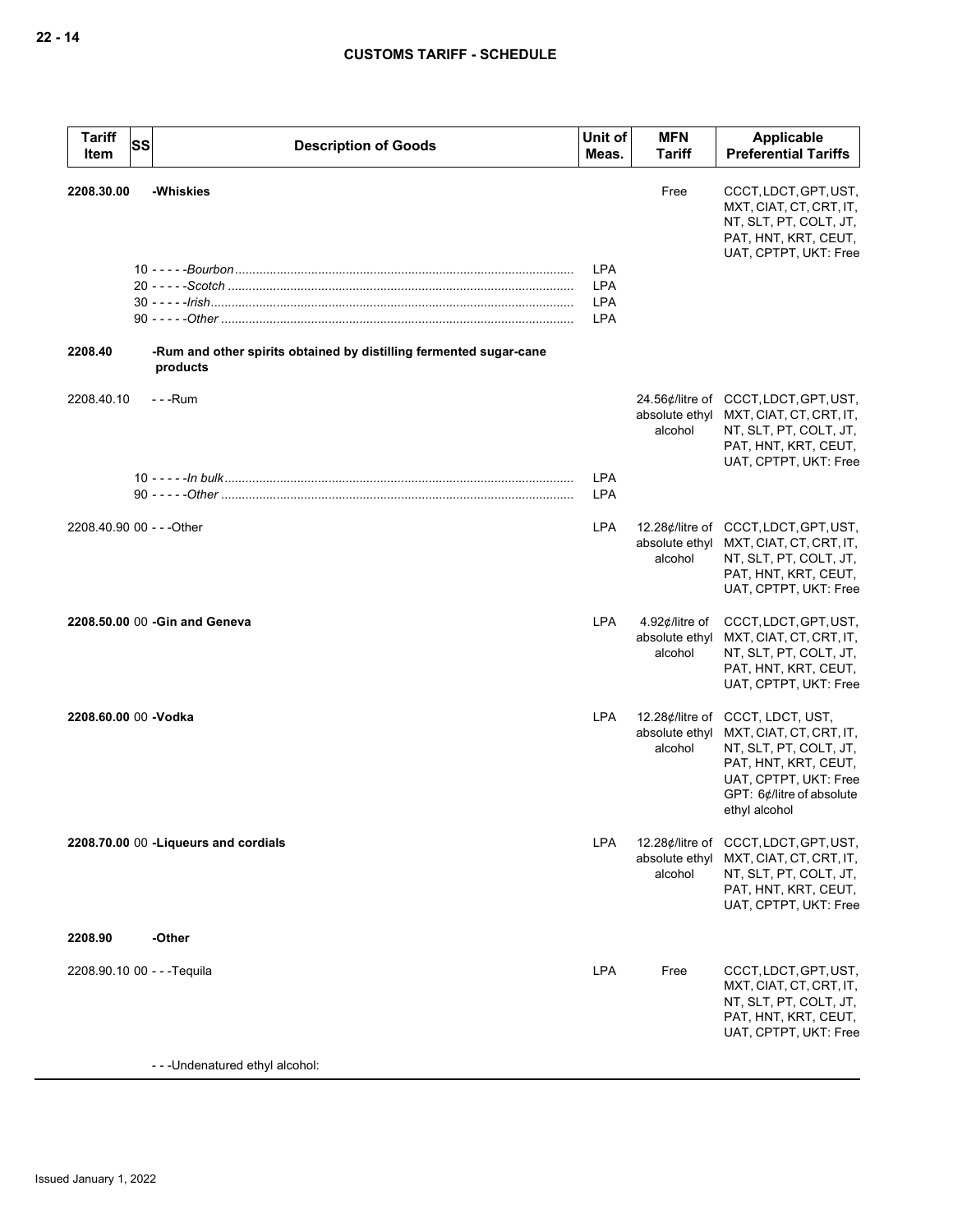| Tariff Item | SS | Description of Goods | Unit of Meas. | MFN Tariff | Applicable Preferential Tariffs |
|---|---|---|---|---|---|
| **2208.30.00** | | **-Whiskies** | | Free | CCCT, LDCT, GPT, UST, MXT, CIAT, CT, CRT, IT, NT, SLT, PT, COLT, JT, PAT, HNT, KRT, CEUT, UAT, CPTPT, UKT: Free |
| | 10 | - - - - -*Bourbon* | LPA | | |
| | 20 | - - - - -*Scotch* | LPA | | |
| | 30 | - - - - -*Irish* | LPA | | |
| | 90 | - - - - -*Other* | LPA | | |
| **2208.40** | | **-Rum and other spirits obtained by distilling fermented sugar-cane products** | | | |
| 2208.40.10 | | - - -Rum | | 24.56¢/litre of absolute ethyl alcohol | CCCT, LDCT, GPT, UST, MXT, CIAT, CT, CRT, IT, NT, SLT, PT, COLT, JT, PAT, HNT, KRT, CEUT, UAT, CPTPT, UKT: Free |
| | 10 | - - - - -*In bulk* | LPA | | |
| | 90 | - - - - -*Other* | LPA | | |
| 2208.40.90 | 00 | - - -Other | LPA | 12.28¢/litre of absolute ethyl alcohol | CCCT, LDCT, GPT, UST, MXT, CIAT, CT, CRT, IT, NT, SLT, PT, COLT, JT, PAT, HNT, KRT, CEUT, UAT, CPTPT, UKT: Free |
| **2208.50.00** | 00 | **-Gin and Geneva** | LPA | 4.92¢/litre of absolute ethyl alcohol | CCCT, LDCT, GPT, UST, MXT, CIAT, CT, CRT, IT, NT, SLT, PT, COLT, JT, PAT, HNT, KRT, CEUT, UAT, CPTPT, UKT: Free |
| **2208.60.00** | 00 | **-Vodka** | LPA | 12.28¢/litre of absolute ethyl alcohol | CCCT, LDCT, UST, MXT, CIAT, CT, CRT, IT, NT, SLT, PT, COLT, JT, PAT, HNT, KRT, CEUT, UAT, CPTPT, UKT: Free<br>GPT: 6¢/litre of absolute ethyl alcohol |
| **2208.70.00** | 00 | **-Liqueurs and cordials** | LPA | 12.28¢/litre of absolute ethyl alcohol | CCCT, LDCT, GPT, UST, MXT, CIAT, CT, CRT, IT, NT, SLT, PT, COLT, JT, PAT, HNT, KRT, CEUT, UAT, CPTPT, UKT: Free |
| **2208.90** | | **-Other** | | | |
| 2208.90.10 | 00 | - - -Tequila | LPA | Free | CCCT, LDCT, GPT, UST, MXT, CIAT, CT, CRT, IT, NT, SLT, PT, COLT, JT, PAT, HNT, KRT, CEUT, UAT, CPTPT, UKT: Free |
| | | - - -Undenatured ethyl alcohol: | | | |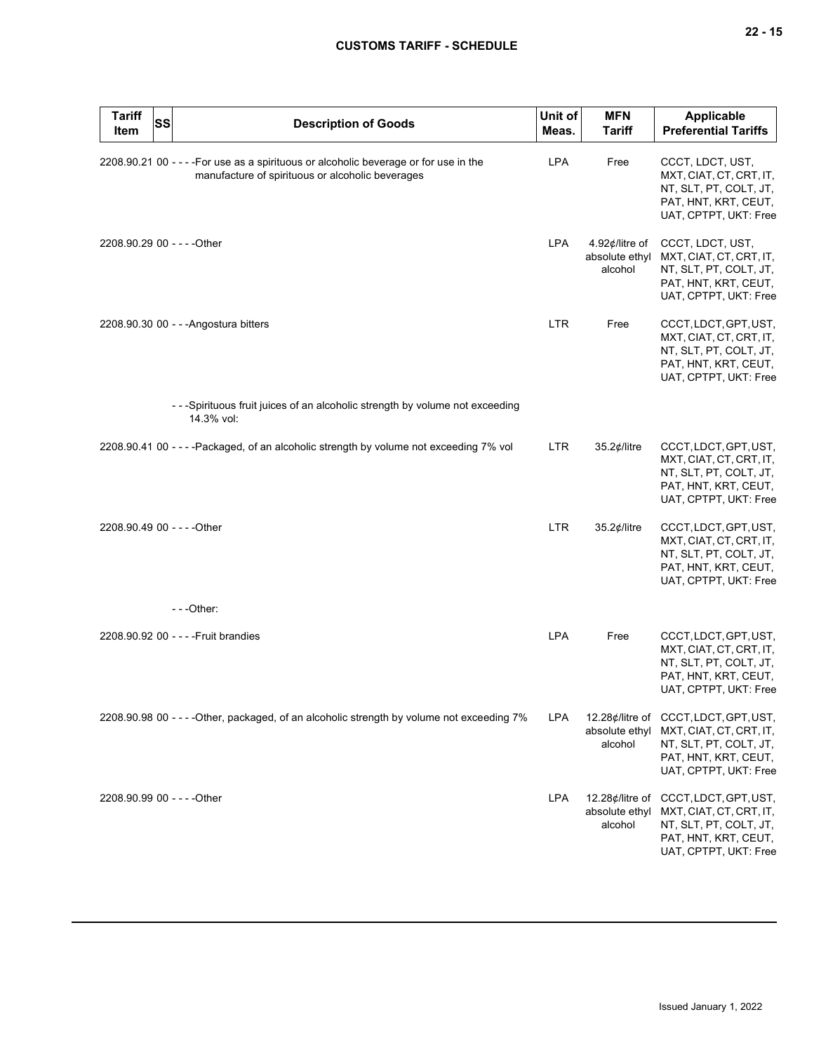| Tariff Item | SS | Description of Goods | Unit of Meas. | MFN Tariff | Applicable Preferential Tariffs |
|---|---|---|---|---|---|
| 2208.90.21 | 00 | - - - -For use as a spirituous or alcoholic beverage or for use in the manufacture of spirituous or alcoholic beverages | LPA | Free | CCCT, LDCT, UST, MXT, CIAT, CT, CRT, IT, NT, SLT, PT, COLT, JT, PAT, HNT, KRT, CEUT, UAT, CPTPT, UKT: Free |
| 2208.90.29 | 00 | - - - -Other | LPA | 4.92¢/litre of absolute ethyl alcohol | CCCT, LDCT, UST, MXT, CIAT, CT, CRT, IT, NT, SLT, PT, COLT, JT, PAT, HNT, KRT, CEUT, UAT, CPTPT, UKT: Free |
| 2208.90.30 | 00 | - - -Angostura bitters | LTR | Free | CCCT, LDCT, GPT, UST, MXT, CIAT, CT, CRT, IT, NT, SLT, PT, COLT, JT, PAT, HNT, KRT, CEUT, UAT, CPTPT, UKT: Free |
| | | - - -Spirituous fruit juices of an alcoholic strength by volume not exceeding 14.3% vol: | | | |
| 2208.90.41 | 00 | - - - -Packaged, of an alcoholic strength by volume not exceeding 7% vol | LTR | 35.2¢/litre | CCCT, LDCT, GPT, UST, MXT, CIAT, CT, CRT, IT, NT, SLT, PT, COLT, JT, PAT, HNT, KRT, CEUT, UAT, CPTPT, UKT: Free |
| 2208.90.49 | 00 | - - - -Other | LTR | 35.2¢/litre | CCCT, LDCT, GPT, UST, MXT, CIAT, CT, CRT, IT, NT, SLT, PT, COLT, JT, PAT, HNT, KRT, CEUT, UAT, CPTPT, UKT: Free |
| | | - - -Other: | | | |
| 2208.90.92 | 00 | - - - -Fruit brandies | LPA | Free | CCCT, LDCT, GPT, UST, MXT, CIAT, CT, CRT, IT, NT, SLT, PT, COLT, JT, PAT, HNT, KRT, CEUT, UAT, CPTPT, UKT: Free |
| 2208.90.98 | 00 | - - - -Other, packaged, of an alcoholic strength by volume not exceeding 7% | LPA | 12.28¢/litre of absolute ethyl alcohol | CCCT, LDCT, GPT, UST, MXT, CIAT, CT, CRT, IT, NT, SLT, PT, COLT, JT, PAT, HNT, KRT, CEUT, UAT, CPTPT, UKT: Free |
| 2208.90.99 | 00 | - - - -Other | LPA | 12.28¢/litre of absolute ethyl alcohol | CCCT, LDCT, GPT, UST, MXT, CIAT, CT, CRT, IT, NT, SLT, PT, COLT, JT, PAT, HNT, KRT, CEUT, UAT, CPTPT, UKT: Free |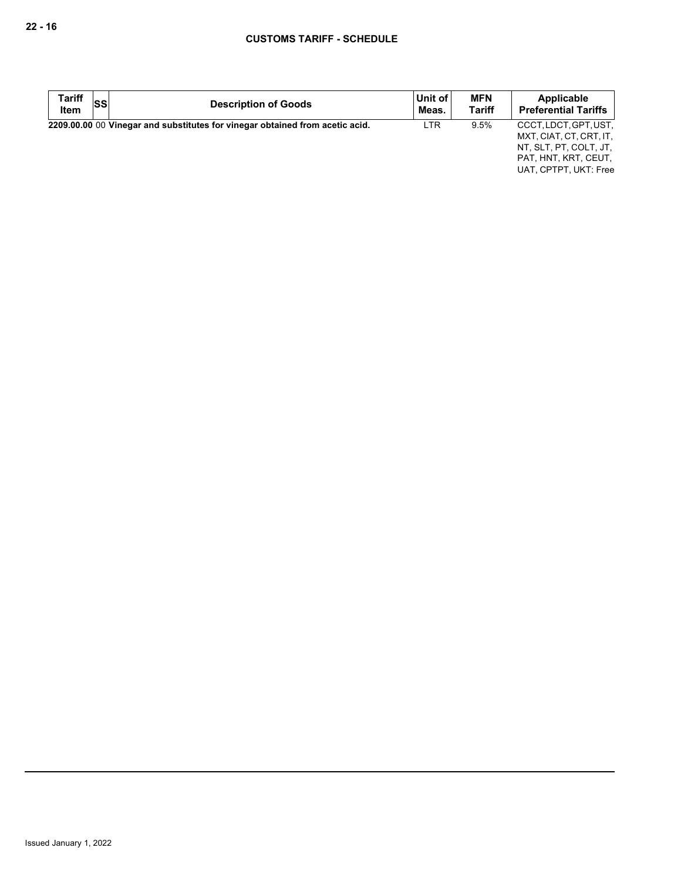| Tariff Item | SS | Description of Goods | Unit of Meas. | MFN Tariff | Applicable Preferential Tariffs |
|---|---|---|---|---|---|
| **2209.00.00** | 00 | **Vinegar and substitutes for vinegar obtained from acetic acid.** | LTR | 9.5% | CCCT, LDCT, GPT, UST, MXT, CIAT, CT, CRT, IT, NT, SLT, PT, COLT, JT, PAT, HNT, KRT, CEUT, UAT, CPTPT, UKT: Free |